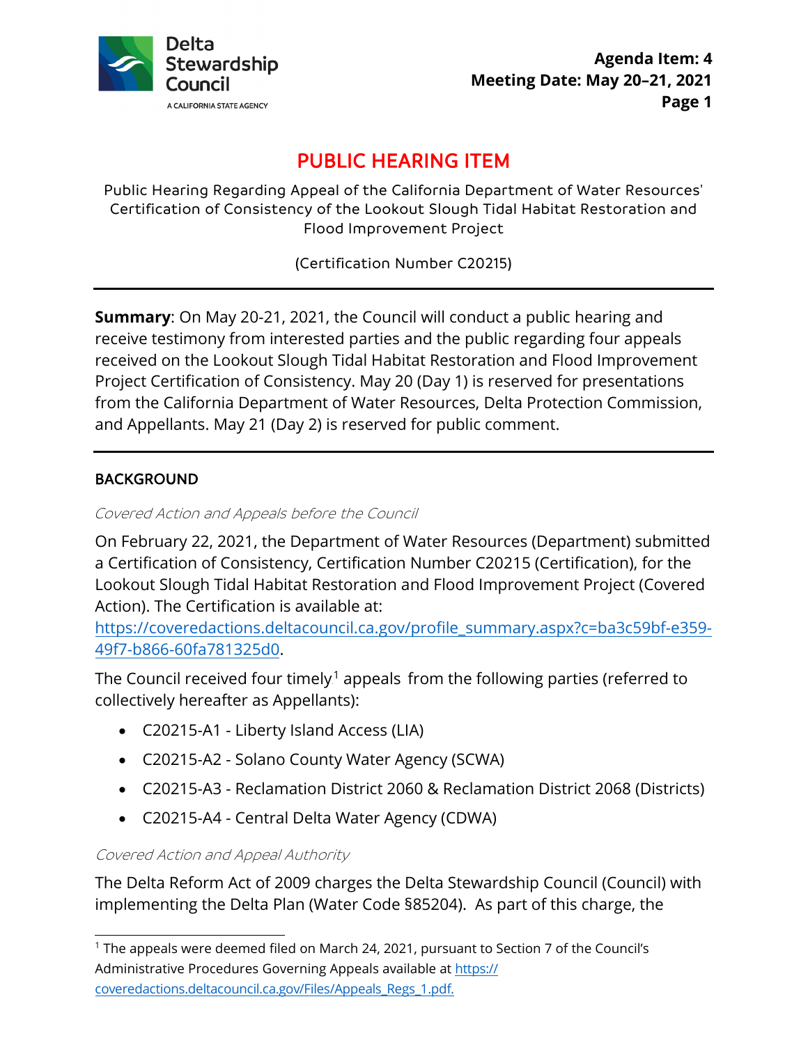Agenda Item: 4
Meeting Date: May 20–21, 2021

# PUBLIC HEARING ITEM

Public Hearing Regarding Appeal of the California Department of Water Resources' Certification of Consistency of the Lookout Slough Tidal Habitat Restoration and Flood Improvement Project

(Certification Number C20215)

---

**Summary**: On May 20-21, 2021, the Council will conduct a public hearing and receive testimony from interested parties and the public regarding four appeals received on the Lookout Slough Tidal Habitat Restoration and Flood Improvement Project Certification of Consistency. May 20 (Day 1) is reserved for presentations from the California Department of Water Resources, Delta Protection Commission, and Appellants. May 21 (Day 2) is reserved for public comment.

---

## BACKGROUND

*Covered Action and Appeals before the Council*

On February 22, 2021, the Department of Water Resources (Department) submitted a Certification of Consistency, Certification Number C20215 (Certification), for the Lookout Slough Tidal Habitat Restoration and Flood Improvement Project (Covered Action). The Certification is available at: https://coveredactions.deltacouncil.ca.gov/profile_summary.aspx?c=ba3c59bf-e359-49f7-b866-60fa781325d0.

The Council received four timely[1] appeals from the following parties (referred to collectively hereafter as Appellants):

- C20215-A1 - Liberty Island Access (LIA)
- C20215-A2 - Solano County Water Agency (SCWA)
- C20215-A3 - Reclamation District 2060 & Reclamation District 2068 (Districts)
- C20215-A4 - Central Delta Water Agency (CDWA)

*Covered Action and Appeal Authority*

The Delta Reform Act of 2009 charges the Delta Stewardship Council (Council) with implementing the Delta Plan (Water Code §85204). As part of this charge, the

---

[1] The appeals were deemed filed on March 24, 2021, pursuant to Section 7 of the Council's Administrative Procedures Governing Appeals available at https://coveredactions.deltacouncil.ca.gov/Files/Appeals_Regs_1.pdf.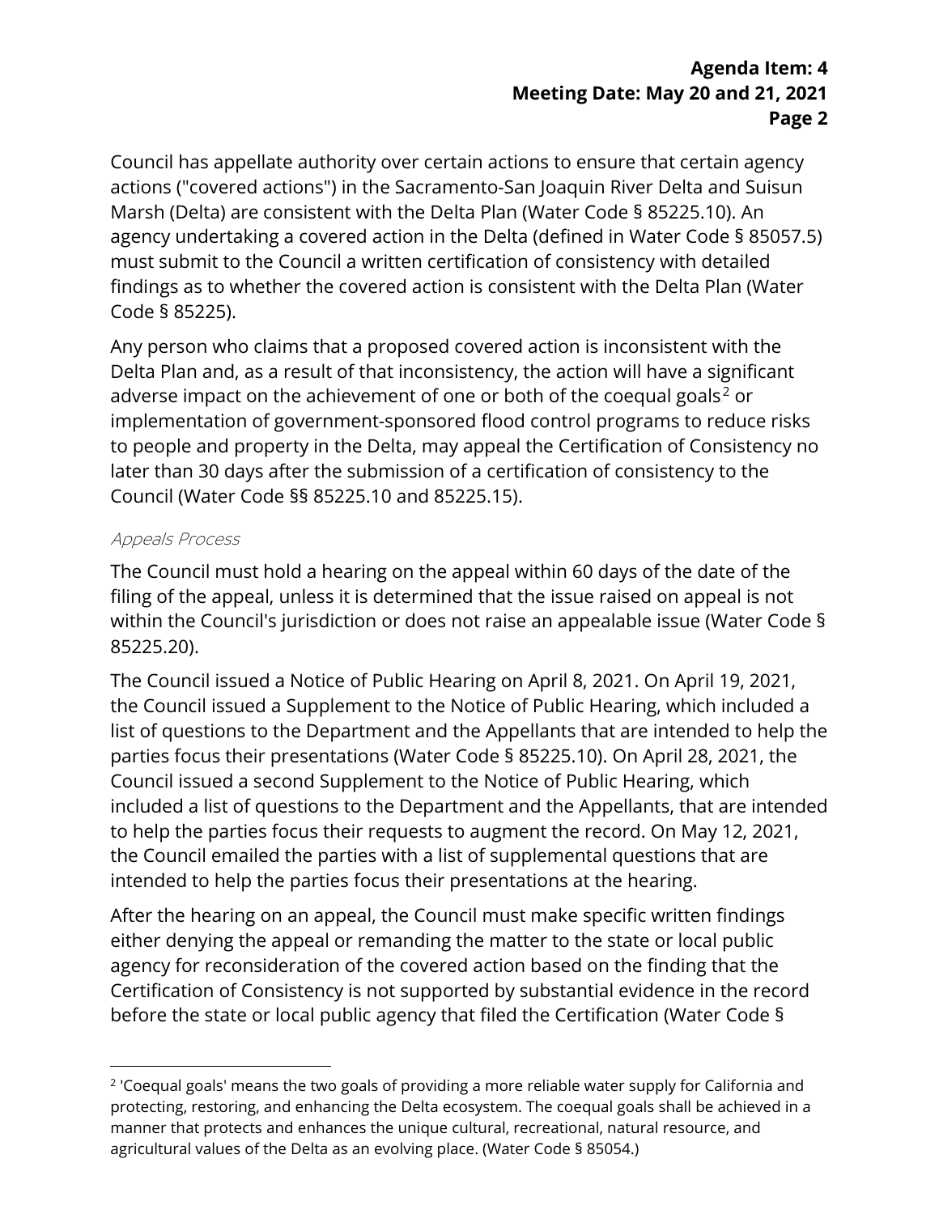Council has appellate authority over certain actions to ensure that certain agency actions ("covered actions") in the Sacramento-San Joaquin River Delta and Suisun Marsh (Delta) are consistent with the Delta Plan (Water Code § 85225.10). An agency undertaking a covered action in the Delta (defined in Water Code § 85057.5) must submit to the Council a written certification of consistency with detailed findings as to whether the covered action is consistent with the Delta Plan (Water Code § 85225).

Any person who claims that a proposed covered action is inconsistent with the Delta Plan and, as a result of that inconsistency, the action will have a significant adverse impact on the achievement of one or both of the coequal goals[2] or implementation of government-sponsored flood control programs to reduce risks to people and property in the Delta, may appeal the Certification of Consistency no later than 30 days after the submission of a certification of consistency to the Council (Water Code §§ 85225.10 and 85225.15).

*Appeals Process*

The Council must hold a hearing on the appeal within 60 days of the date of the filing of the appeal, unless it is determined that the issue raised on appeal is not within the Council's jurisdiction or does not raise an appealable issue (Water Code § 85225.20).

The Council issued a Notice of Public Hearing on April 8, 2021. On April 19, 2021, the Council issued a Supplement to the Notice of Public Hearing, which included a list of questions to the Department and the Appellants that are intended to help the parties focus their presentations (Water Code § 85225.10). On April 28, 2021, the Council issued a second Supplement to the Notice of Public Hearing, which included a list of questions to the Department and the Appellants, that are intended to help the parties focus their requests to augment the record. On May 12, 2021, the Council emailed the parties with a list of supplemental questions that are intended to help the parties focus their presentations at the hearing.

After the hearing on an appeal, the Council must make specific written findings either denying the appeal or remanding the matter to the state or local public agency for reconsideration of the covered action based on the finding that the Certification of Consistency is not supported by substantial evidence in the record before the state or local public agency that filed the Certification (Water Code §

[2] 'Coequal goals' means the two goals of providing a more reliable water supply for California and protecting, restoring, and enhancing the Delta ecosystem. The coequal goals shall be achieved in a manner that protects and enhances the unique cultural, recreational, natural resource, and agricultural values of the Delta as an evolving place. (Water Code § 85054.)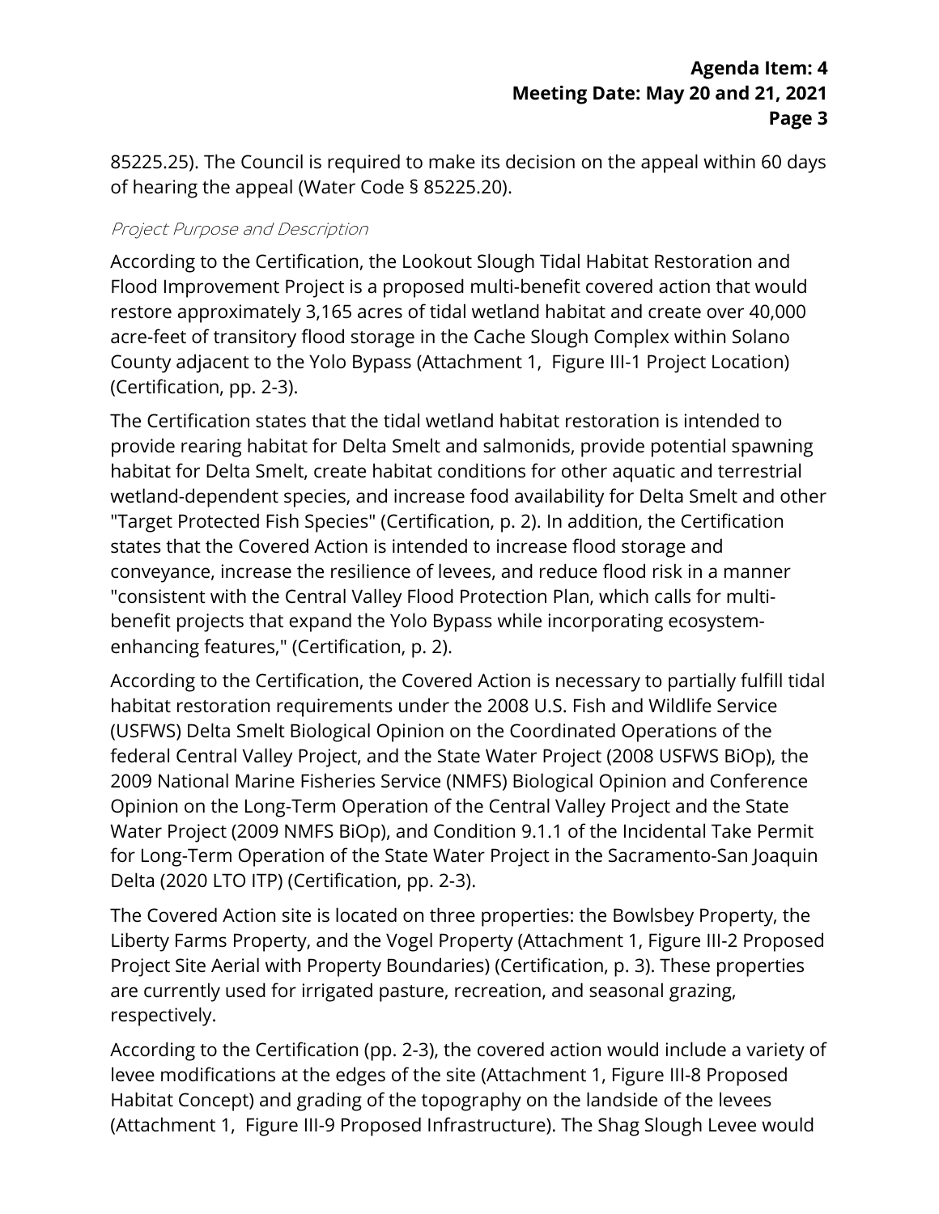85225.25). The Council is required to make its decision on the appeal within 60 days of hearing the appeal (Water Code § 85225.20).

*Project Purpose and Description*

According to the Certification, the Lookout Slough Tidal Habitat Restoration and Flood Improvement Project is a proposed multi-benefit covered action that would restore approximately 3,165 acres of tidal wetland habitat and create over 40,000 acre-feet of transitory flood storage in the Cache Slough Complex within Solano County adjacent to the Yolo Bypass (Attachment 1, Figure III-1 Project Location) (Certification, pp. 2-3).

The Certification states that the tidal wetland habitat restoration is intended to provide rearing habitat for Delta Smelt and salmonids, provide potential spawning habitat for Delta Smelt, create habitat conditions for other aquatic and terrestrial wetland-dependent species, and increase food availability for Delta Smelt and other "Target Protected Fish Species" (Certification, p. 2). In addition, the Certification states that the Covered Action is intended to increase flood storage and conveyance, increase the resilience of levees, and reduce flood risk in a manner "consistent with the Central Valley Flood Protection Plan, which calls for multi-benefit projects that expand the Yolo Bypass while incorporating ecosystem-enhancing features," (Certification, p. 2).

According to the Certification, the Covered Action is necessary to partially fulfill tidal habitat restoration requirements under the 2008 U.S. Fish and Wildlife Service (USFWS) Delta Smelt Biological Opinion on the Coordinated Operations of the federal Central Valley Project, and the State Water Project (2008 USFWS BiOp), the 2009 National Marine Fisheries Service (NMFS) Biological Opinion and Conference Opinion on the Long-Term Operation of the Central Valley Project and the State Water Project (2009 NMFS BiOp), and Condition 9.1.1 of the Incidental Take Permit for Long-Term Operation of the State Water Project in the Sacramento-San Joaquin Delta (2020 LTO ITP) (Certification, pp. 2-3).

The Covered Action site is located on three properties: the Bowlsbey Property, the Liberty Farms Property, and the Vogel Property (Attachment 1, Figure III-2 Proposed Project Site Aerial with Property Boundaries) (Certification, p. 3). These properties are currently used for irrigated pasture, recreation, and seasonal grazing, respectively.

According to the Certification (pp. 2-3), the covered action would include a variety of levee modifications at the edges of the site (Attachment 1, Figure III-8 Proposed Habitat Concept) and grading of the topography on the landside of the levees (Attachment 1, Figure III-9 Proposed Infrastructure). The Shag Slough Levee would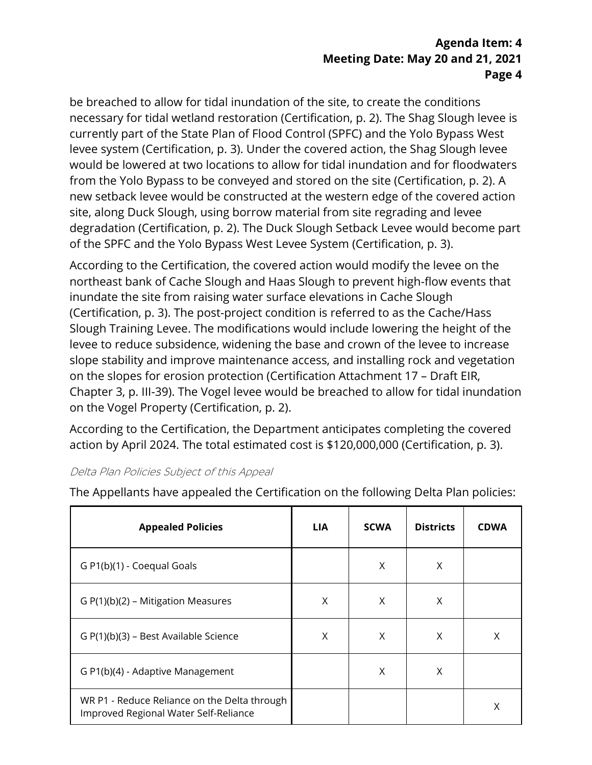be breached to allow for tidal inundation of the site, to create the conditions necessary for tidal wetland restoration (Certification, p. 2). The Shag Slough levee is currently part of the State Plan of Flood Control (SPFC) and the Yolo Bypass West levee system (Certification, p. 3). Under the covered action, the Shag Slough levee would be lowered at two locations to allow for tidal inundation and for floodwaters from the Yolo Bypass to be conveyed and stored on the site (Certification, p. 2). A new setback levee would be constructed at the western edge of the covered action site, along Duck Slough, using borrow material from site regrading and levee degradation (Certification, p. 2). The Duck Slough Setback Levee would become part of the SPFC and the Yolo Bypass West Levee System (Certification, p. 3).

According to the Certification, the covered action would modify the levee on the northeast bank of Cache Slough and Haas Slough to prevent high-flow events that inundate the site from raising water surface elevations in Cache Slough (Certification, p. 3). The post-project condition is referred to as the Cache/Hass Slough Training Levee. The modifications would include lowering the height of the levee to reduce subsidence, widening the base and crown of the levee to increase slope stability and improve maintenance access, and installing rock and vegetation on the slopes for erosion protection (Certification Attachment 17 – Draft EIR, Chapter 3, p. III-39). The Vogel levee would be breached to allow for tidal inundation on the Vogel Property (Certification, p. 2).

According to the Certification, the Department anticipates completing the covered action by April 2024. The total estimated cost is $120,000,000 (Certification, p. 3).

*Delta Plan Policies Subject of this Appeal*

The Appellants have appealed the Certification on the following Delta Plan policies:

| Appealed Policies | LIA | SCWA | Districts | CDWA |
|---|---|---|---|---|
| G P1(b)(1) - Coequal Goals | | X | X | |
| G P(1)(b)(2) – Mitigation Measures | X | X | X | |
| G P(1)(b)(3) – Best Available Science | X | X | X | X |
| G P1(b)(4) - Adaptive Management | | X | X | |
| WR P1 - Reduce Reliance on the Delta through Improved Regional Water Self-Reliance | | | | X |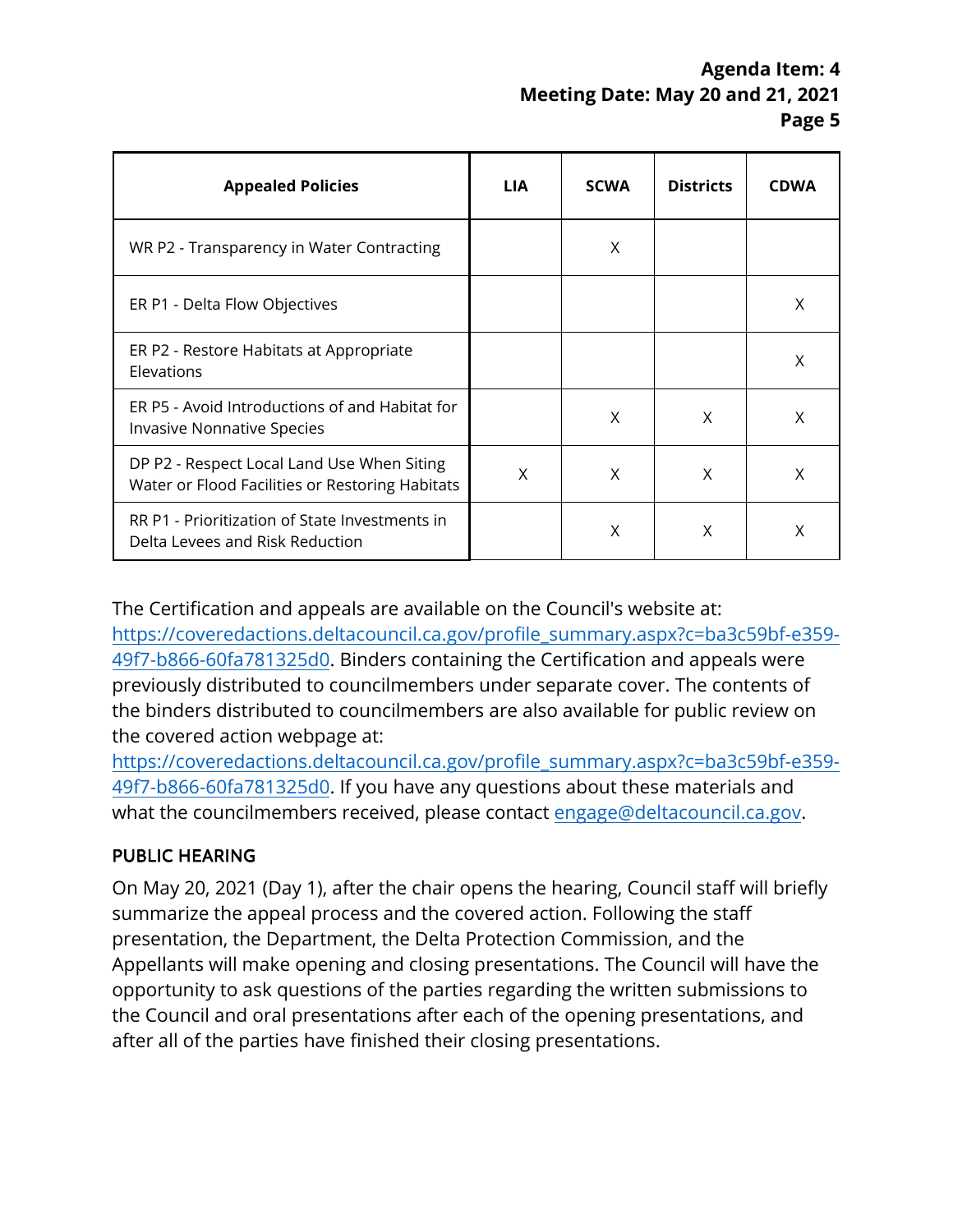| Appealed Policies | LIA | SCWA | Districts | CDWA |
|---|---|---|---|---|
| WR P2 - Transparency in Water Contracting | | X | | |
| ER P1 - Delta Flow Objectives | | | | X |
| ER P2 - Restore Habitats at Appropriate Elevations | | | | X |
| ER P5 - Avoid Introductions of and Habitat for Invasive Nonnative Species | | X | X | X |
| DP P2 - Respect Local Land Use When Siting Water or Flood Facilities or Restoring Habitats | X | X | X | X |
| RR P1 - Prioritization of State Investments in Delta Levees and Risk Reduction | | X | X | X |

The Certification and appeals are available on the Council's website at: https://coveredactions.deltacouncil.ca.gov/profile_summary.aspx?c=ba3c59bf-e359-49f7-b866-60fa781325d0. Binders containing the Certification and appeals were previously distributed to councilmembers under separate cover. The contents of the binders distributed to councilmembers are also available for public review on the covered action webpage at: https://coveredactions.deltacouncil.ca.gov/profile_summary.aspx?c=ba3c59bf-e359-49f7-b866-60fa781325d0. If you have any questions about these materials and what the councilmembers received, please contact engage@deltacouncil.ca.gov.

## PUBLIC HEARING

On May 20, 2021 (Day 1), after the chair opens the hearing, Council staff will briefly summarize the appeal process and the covered action. Following the staff presentation, the Department, the Delta Protection Commission, and the Appellants will make opening and closing presentations. The Council will have the opportunity to ask questions of the parties regarding the written submissions to the Council and oral presentations after each of the opening presentations, and after all of the parties have finished their closing presentations.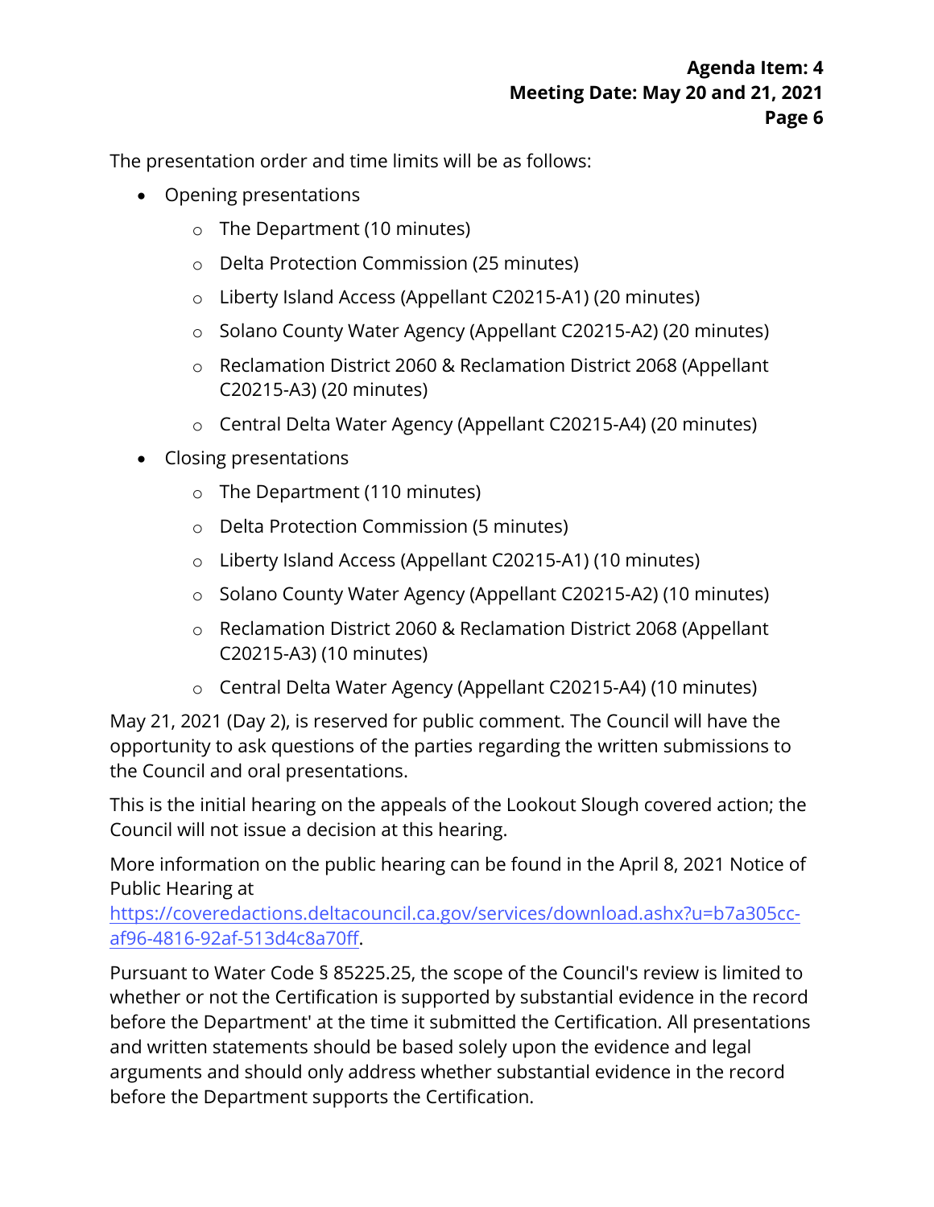The presentation order and time limits will be as follows:

- Opening presentations
  - The Department (10 minutes)
  - Delta Protection Commission (25 minutes)
  - Liberty Island Access (Appellant C20215-A1) (20 minutes)
  - Solano County Water Agency (Appellant C20215-A2) (20 minutes)
  - Reclamation District 2060 & Reclamation District 2068 (Appellant C20215-A3) (20 minutes)
  - Central Delta Water Agency (Appellant C20215-A4) (20 minutes)
- Closing presentations
  - The Department (110 minutes)
  - Delta Protection Commission (5 minutes)
  - Liberty Island Access (Appellant C20215-A1) (10 minutes)
  - Solano County Water Agency (Appellant C20215-A2) (10 minutes)
  - Reclamation District 2060 & Reclamation District 2068 (Appellant C20215-A3) (10 minutes)
  - Central Delta Water Agency (Appellant C20215-A4) (10 minutes)

May 21, 2021 (Day 2), is reserved for public comment. The Council will have the opportunity to ask questions of the parties regarding the written submissions to the Council and oral presentations.

This is the initial hearing on the appeals of the Lookout Slough covered action; the Council will not issue a decision at this hearing.

More information on the public hearing can be found in the April 8, 2021 Notice of Public Hearing at [https://coveredactions.deltacouncil.ca.gov/services/download.ashx?u=b7a305cc-af96-4816-92af-513d4c8a70ff](https://coveredactions.deltacouncil.ca.gov/services/download.ashx?u=b7a305cc-af96-4816-92af-513d4c8a70ff).

Pursuant to Water Code § 85225.25, the scope of the Council's review is limited to whether or not the Certification is supported by substantial evidence in the record before the Department' at the time it submitted the Certification. All presentations and written statements should be based solely upon the evidence and legal arguments and should only address whether substantial evidence in the record before the Department supports the Certification.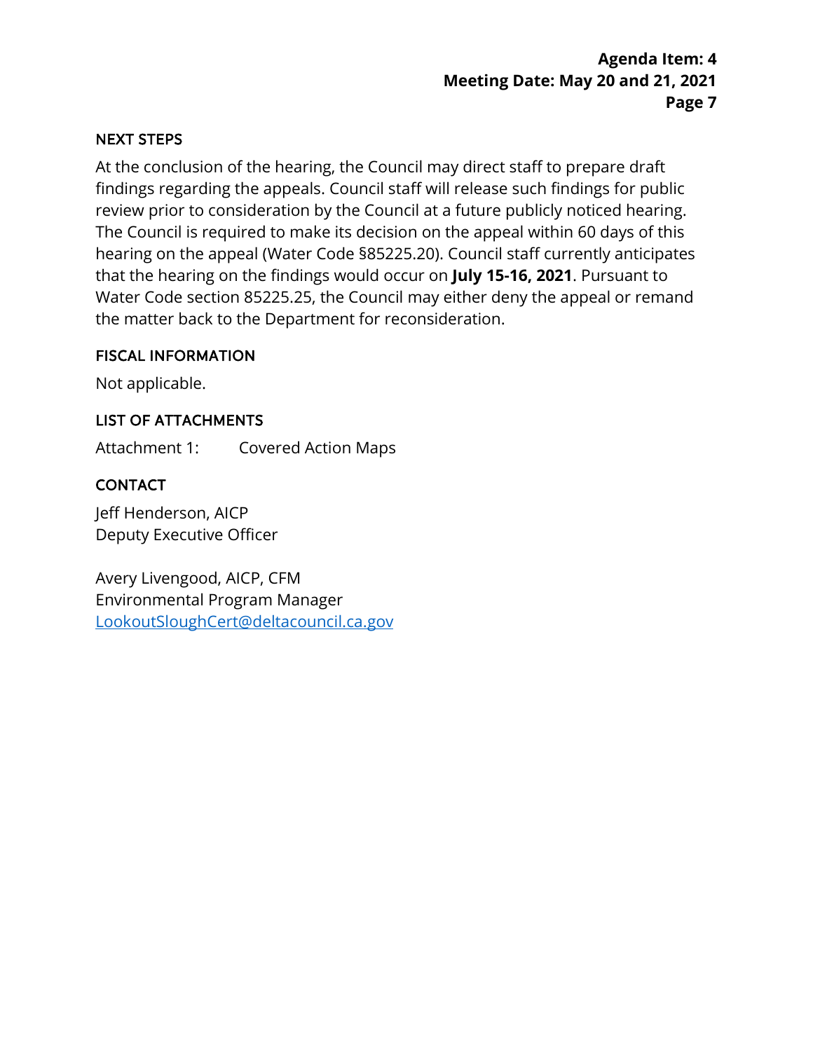## NEXT STEPS

At the conclusion of the hearing, the Council may direct staff to prepare draft findings regarding the appeals. Council staff will release such findings for public review prior to consideration by the Council at a future publicly noticed hearing. The Council is required to make its decision on the appeal within 60 days of this hearing on the appeal (Water Code §85225.20). Council staff currently anticipates that the hearing on the findings would occur on **July 15-16, 2021**. Pursuant to Water Code section 85225.25, the Council may either deny the appeal or remand the matter back to the Department for reconsideration.

## FISCAL INFORMATION

Not applicable.

## LIST OF ATTACHMENTS

Attachment 1: Covered Action Maps

## CONTACT

Jeff Henderson, AICP
Deputy Executive Officer

Avery Livengood, AICP, CFM
Environmental Program Manager
LookoutSloughCert@deltacouncil.ca.gov